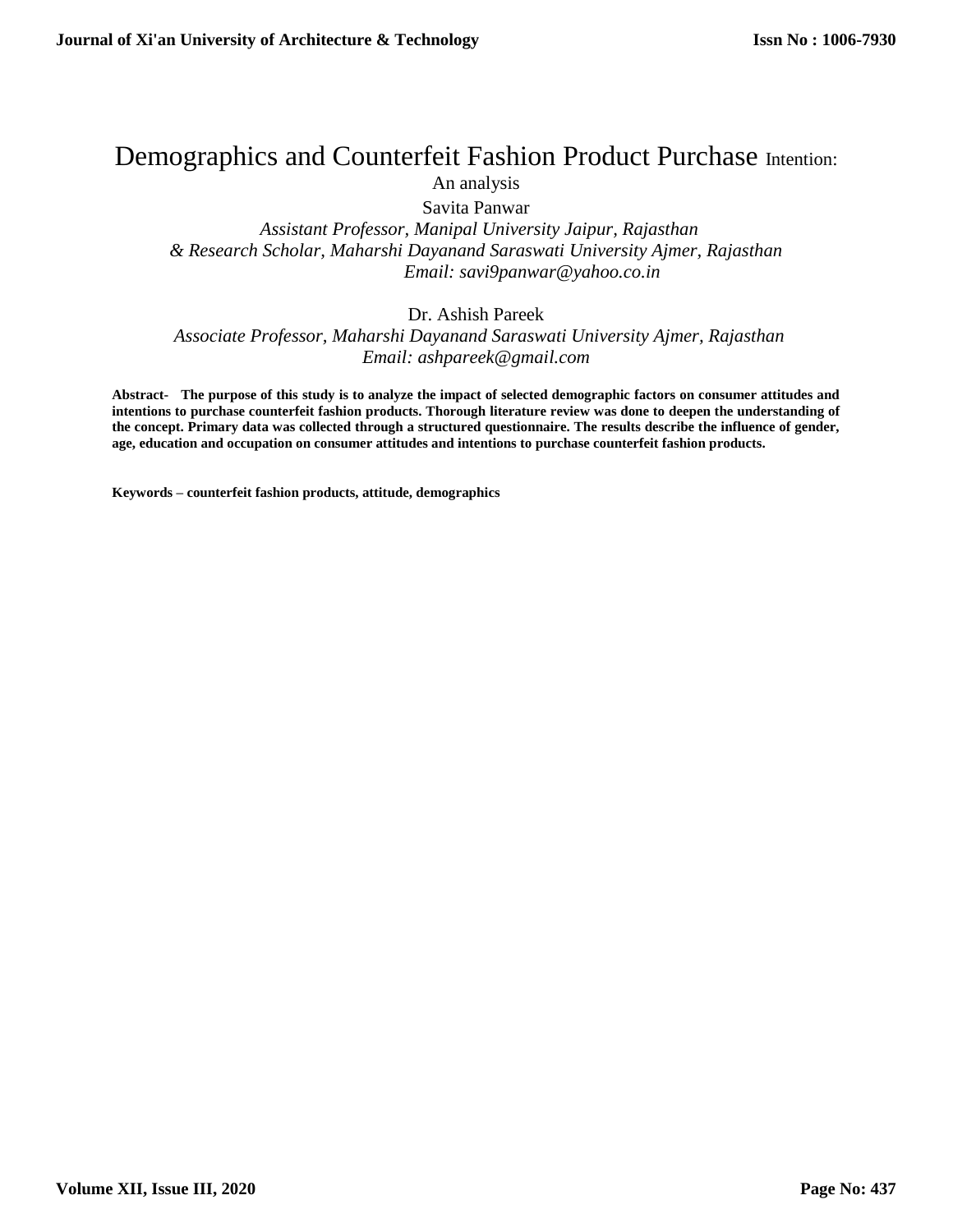# Demographics and Counterfeit Fashion Product Purchase Intention: An analysis

Savita Panwar

*Assistant Professor, Manipal University Jaipur, Rajasthan*
*& Research Scholar, Maharshi Dayanand Saraswati University Ajmer, Rajasthan*
*Email: savi9panwar@yahoo.co.in*

Dr. Ashish Pareek

*Associate Professor, Maharshi Dayanand Saraswati University Ajmer, Rajasthan*
*Email: ashpareek@gmail.com*

**Abstract- The purpose of this study is to analyze the impact of selected demographic factors on consumer attitudes and intentions to purchase counterfeit fashion products. Thorough literature review was done to deepen the understanding of the concept. Primary data was collected through a structured questionnaire. The results describe the influence of gender, age, education and occupation on consumer attitudes and intentions to purchase counterfeit fashion products.**

**Keywords – counterfeit fashion products, attitude, demographics**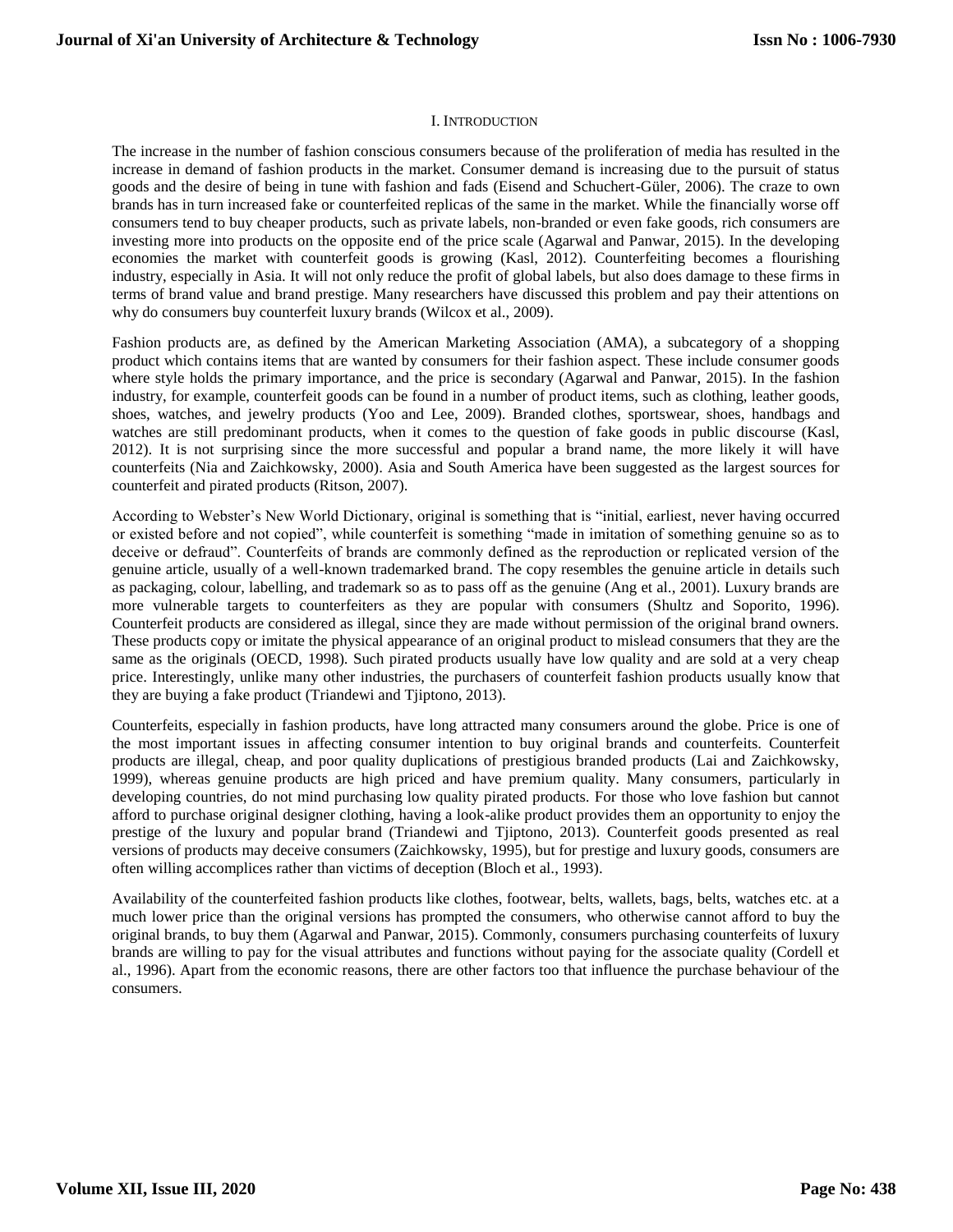# I. Introduction

The increase in the number of fashion conscious consumers because of the proliferation of media has resulted in the increase in demand of fashion products in the market. Consumer demand is increasing due to the pursuit of status goods and the desire of being in tune with fashion and fads (Eisend and Schuchert-Güler, 2006). The craze to own brands has in turn increased fake or counterfeited replicas of the same in the market. While the financially worse off consumers tend to buy cheaper products, such as private labels, non-branded or even fake goods, rich consumers are investing more into products on the opposite end of the price scale (Agarwal and Panwar, 2015). In the developing economies the market with counterfeit goods is growing (Kasl, 2012). Counterfeiting becomes a flourishing industry, especially in Asia. It will not only reduce the profit of global labels, but also does damage to these firms in terms of brand value and brand prestige. Many researchers have discussed this problem and pay their attentions on why do consumers buy counterfeit luxury brands (Wilcox et al., 2009).

Fashion products are, as defined by the American Marketing Association (AMA), a subcategory of a shopping product which contains items that are wanted by consumers for their fashion aspect. These include consumer goods where style holds the primary importance, and the price is secondary (Agarwal and Panwar, 2015). In the fashion industry, for example, counterfeit goods can be found in a number of product items, such as clothing, leather goods, shoes, watches, and jewelry products (Yoo and Lee, 2009). Branded clothes, sportswear, shoes, handbags and watches are still predominant products, when it comes to the question of fake goods in public discourse (Kasl, 2012). It is not surprising since the more successful and popular a brand name, the more likely it will have counterfeits (Nia and Zaichkowsky, 2000). Asia and South America have been suggested as the largest sources for counterfeit and pirated products (Ritson, 2007).

According to Webster's New World Dictionary, original is something that is "initial, earliest, never having occurred or existed before and not copied", while counterfeit is something "made in imitation of something genuine so as to deceive or defraud". Counterfeits of brands are commonly defined as the reproduction or replicated version of the genuine article, usually of a well-known trademarked brand. The copy resembles the genuine article in details such as packaging, colour, labelling, and trademark so as to pass off as the genuine (Ang et al., 2001). Luxury brands are more vulnerable targets to counterfeiters as they are popular with consumers (Shultz and Soporito, 1996). Counterfeit products are considered as illegal, since they are made without permission of the original brand owners. These products copy or imitate the physical appearance of an original product to mislead consumers that they are the same as the originals (OECD, 1998). Such pirated products usually have low quality and are sold at a very cheap price. Interestingly, unlike many other industries, the purchasers of counterfeit fashion products usually know that they are buying a fake product (Triandewi and Tjiptono, 2013).

Counterfeits, especially in fashion products, have long attracted many consumers around the globe. Price is one of the most important issues in affecting consumer intention to buy original brands and counterfeits. Counterfeit products are illegal, cheap, and poor quality duplications of prestigious branded products (Lai and Zaichkowsky, 1999), whereas genuine products are high priced and have premium quality. Many consumers, particularly in developing countries, do not mind purchasing low quality pirated products. For those who love fashion but cannot afford to purchase original designer clothing, having a look-alike product provides them an opportunity to enjoy the prestige of the luxury and popular brand (Triandewi and Tjiptono, 2013). Counterfeit goods presented as real versions of products may deceive consumers (Zaichkowsky, 1995), but for prestige and luxury goods, consumers are often willing accomplices rather than victims of deception (Bloch et al., 1993).

Availability of the counterfeited fashion products like clothes, footwear, belts, wallets, bags, belts, watches etc. at a much lower price than the original versions has prompted the consumers, who otherwise cannot afford to buy the original brands, to buy them (Agarwal and Panwar, 2015). Commonly, consumers purchasing counterfeits of luxury brands are willing to pay for the visual attributes and functions without paying for the associate quality (Cordell et al., 1996). Apart from the economic reasons, there are other factors too that influence the purchase behaviour of the consumers.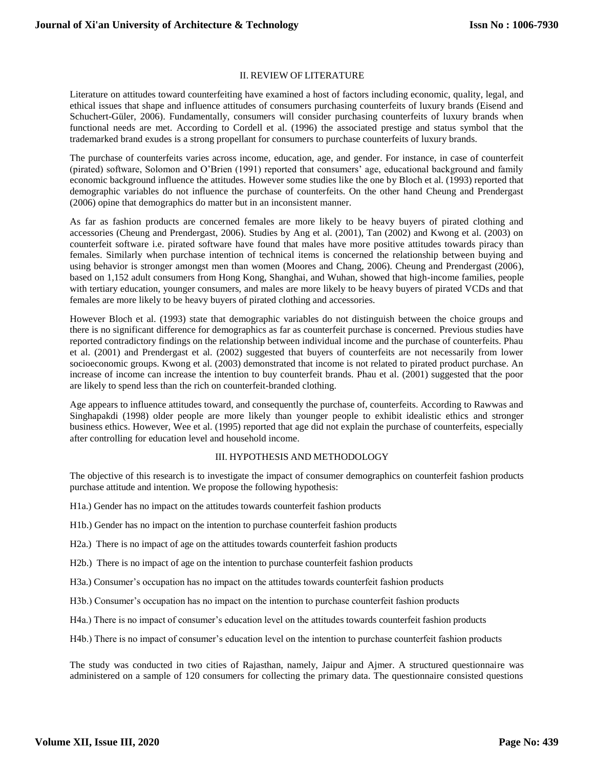## II. REVIEW OF LITERATURE

Literature on attitudes toward counterfeiting have examined a host of factors including economic, quality, legal, and ethical issues that shape and influence attitudes of consumers purchasing counterfeits of luxury brands (Eisend and Schuchert-Güler, 2006). Fundamentally, consumers will consider purchasing counterfeits of luxury brands when functional needs are met. According to Cordell et al. (1996) the associated prestige and status symbol that the trademarked brand exudes is a strong propellant for consumers to purchase counterfeits of luxury brands.

The purchase of counterfeits varies across income, education, age, and gender. For instance, in case of counterfeit (pirated) software, Solomon and O'Brien (1991) reported that consumers' age, educational background and family economic background influence the attitudes. However some studies like the one by Bloch et al. (1993) reported that demographic variables do not influence the purchase of counterfeits. On the other hand Cheung and Prendergast (2006) opine that demographics do matter but in an inconsistent manner.

As far as fashion products are concerned females are more likely to be heavy buyers of pirated clothing and accessories (Cheung and Prendergast, 2006). Studies by Ang et al. (2001), Tan (2002) and Kwong et al. (2003) on counterfeit software i.e. pirated software have found that males have more positive attitudes towards piracy than females. Similarly when purchase intention of technical items is concerned the relationship between buying and using behavior is stronger amongst men than women (Moores and Chang, 2006). Cheung and Prendergast (2006), based on 1,152 adult consumers from Hong Kong, Shanghai, and Wuhan, showed that high-income families, people with tertiary education, younger consumers, and males are more likely to be heavy buyers of pirated VCDs and that females are more likely to be heavy buyers of pirated clothing and accessories.

However Bloch et al. (1993) state that demographic variables do not distinguish between the choice groups and there is no significant difference for demographics as far as counterfeit purchase is concerned. Previous studies have reported contradictory findings on the relationship between individual income and the purchase of counterfeits. Phau et al. (2001) and Prendergast et al. (2002) suggested that buyers of counterfeits are not necessarily from lower socioeconomic groups. Kwong et al. (2003) demonstrated that income is not related to pirated product purchase. An increase of income can increase the intention to buy counterfeit brands. Phau et al. (2001) suggested that the poor are likely to spend less than the rich on counterfeit-branded clothing.

Age appears to influence attitudes toward, and consequently the purchase of, counterfeits. According to Rawwas and Singhapakdi (1998) older people are more likely than younger people to exhibit idealistic ethics and stronger business ethics. However, Wee et al. (1995) reported that age did not explain the purchase of counterfeits, especially after controlling for education level and household income.

## III. HYPOTHESIS AND METHODOLOGY

The objective of this research is to investigate the impact of consumer demographics on counterfeit fashion products purchase attitude and intention. We propose the following hypothesis:

H1a.) Gender has no impact on the attitudes towards counterfeit fashion products

H1b.) Gender has no impact on the intention to purchase counterfeit fashion products

H2a.) There is no impact of age on the attitudes towards counterfeit fashion products

H2b.) There is no impact of age on the intention to purchase counterfeit fashion products

H3a.) Consumer's occupation has no impact on the attitudes towards counterfeit fashion products

H3b.) Consumer's occupation has no impact on the intention to purchase counterfeit fashion products

H4a.) There is no impact of consumer's education level on the attitudes towards counterfeit fashion products

H4b.) There is no impact of consumer's education level on the intention to purchase counterfeit fashion products

The study was conducted in two cities of Rajasthan, namely, Jaipur and Ajmer. A structured questionnaire was administered on a sample of 120 consumers for collecting the primary data. The questionnaire consisted questions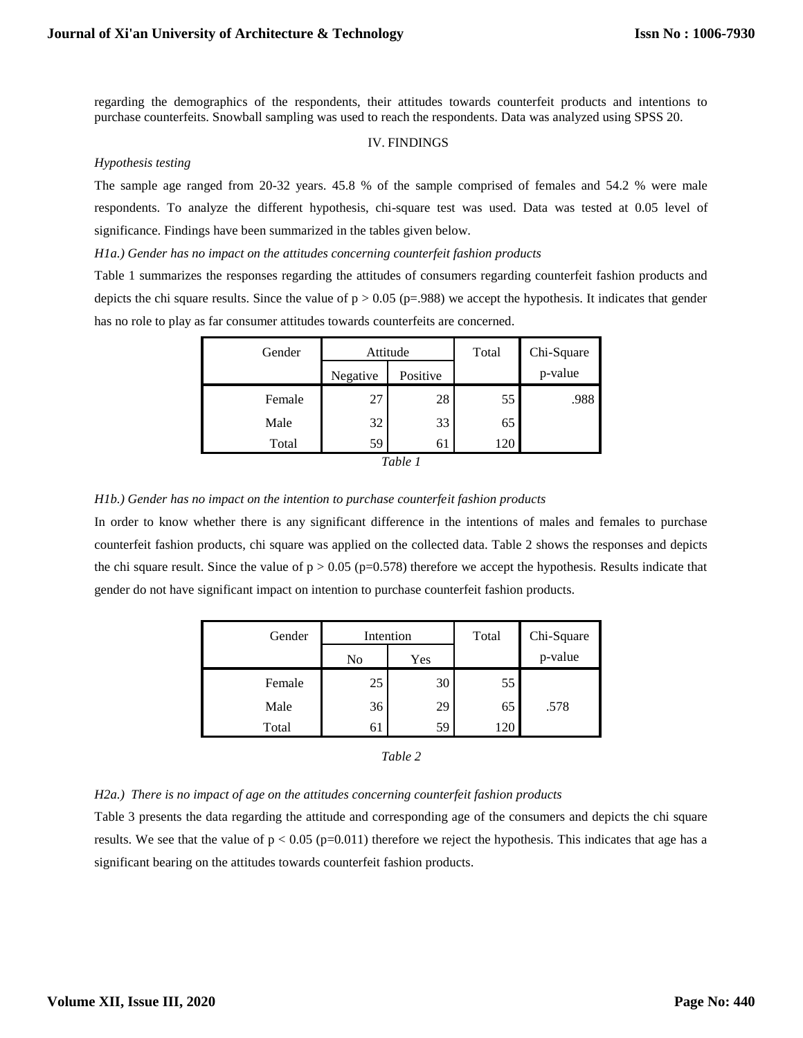regarding the demographics of the respondents, their attitudes towards counterfeit products and intentions to purchase counterfeits. Snowball sampling was used to reach the respondents. Data was analyzed using SPSS 20.

## IV. FINDINGS

*Hypothesis testing*

The sample age ranged from 20-32 years. 45.8 % of the sample comprised of females and 54.2 % were male respondents. To analyze the different hypothesis, chi-square test was used. Data was tested at 0.05 level of significance. Findings have been summarized in the tables given below.

*H1a.) Gender has no impact on the attitudes concerning counterfeit fashion products*

Table 1 summarizes the responses regarding the attitudes of consumers regarding counterfeit fashion products and depicts the chi square results. Since the value of $p > 0.05$ ($p=.988$) we accept the hypothesis. It indicates that gender has no role to play as far consumer attitudes towards counterfeits are concerned.

| Gender | Attitude | | Total | Chi-Square p-value |
|---|---|---|---|---|
| | Negative | Positive | | |
| Female | 27 | 28 | 55 | .988 |
| Male | 32 | 33 | 65 | |
| Total | 59 | 61 | 120 | |

*Table 1*

*H1b.) Gender has no impact on the intention to purchase counterfeit fashion products*

In order to know whether there is any significant difference in the intentions of males and females to purchase counterfeit fashion products, chi square was applied on the collected data. Table 2 shows the responses and depicts the chi square result. Since the value of $p > 0.05$ ($p=0.578$) therefore we accept the hypothesis. Results indicate that gender do not have significant impact on intention to purchase counterfeit fashion products.

| Gender | Intention | | Total | Chi-Square p-value |
|---|---|---|---|---|
| | No | Yes | | |
| Female | 25 | 30 | 55 | |
| Male | 36 | 29 | 65 | .578 |
| Total | 61 | 59 | 120 | |

*Table 2*

*H2a.) There is no impact of age on the attitudes concerning counterfeit fashion products*

Table 3 presents the data regarding the attitude and corresponding age of the consumers and depicts the chi square results. We see that the value of $p < 0.05$ ($p=0.011$) therefore we reject the hypothesis. This indicates that age has a significant bearing on the attitudes towards counterfeit fashion products.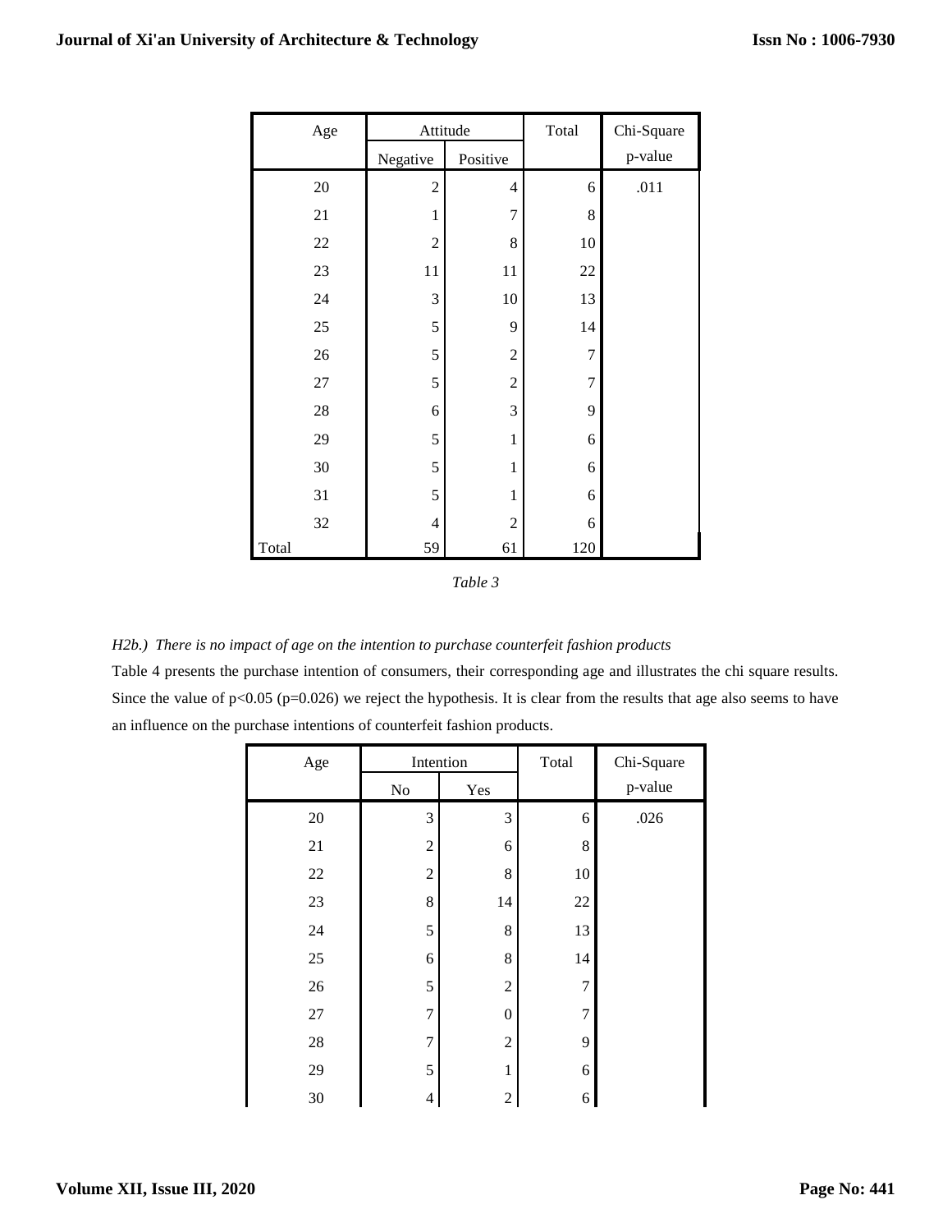| Age | Attitude | | Total | Chi-Square |
|---|---|---|---|---|
| | Negative | Positive | | p-value |
| 20 | 2 | 4 | 6 | .011 |
| 21 | 1 | 7 | 8 | |
| 22 | 2 | 8 | 10 | |
| 23 | 11 | 11 | 22 | |
| 24 | 3 | 10 | 13 | |
| 25 | 5 | 9 | 14 | |
| 26 | 5 | 2 | 7 | |
| 27 | 5 | 2 | 7 | |
| 28 | 6 | 3 | 9 | |
| 29 | 5 | 1 | 6 | |
| 30 | 5 | 1 | 6 | |
| 31 | 5 | 1 | 6 | |
| 32 | 4 | 2 | 6 | |
| Total | 59 | 61 | 120 | |

*Table 3*

*H2b.) There is no impact of age on the intention to purchase counterfeit fashion products*

Table 4 presents the purchase intention of consumers, their corresponding age and illustrates the chi square results. Since the value of $p<0.05$ ($p=0.026$) we reject the hypothesis. It is clear from the results that age also seems to have an influence on the purchase intentions of counterfeit fashion products.

| Age | Intention | | Total | Chi-Square |
|---|---|---|---|---|
| | No | Yes | | p-value |
| 20 | 3 | 3 | 6 | .026 |
| 21 | 2 | 6 | 8 | |
| 22 | 2 | 8 | 10 | |
| 23 | 8 | 14 | 22 | |
| 24 | 5 | 8 | 13 | |
| 25 | 6 | 8 | 14 | |
| 26 | 5 | 2 | 7 | |
| 27 | 7 | 0 | 7 | |
| 28 | 7 | 2 | 9 | |
| 29 | 5 | 1 | 6 | |
| 30 | 4 | 2 | 6 | |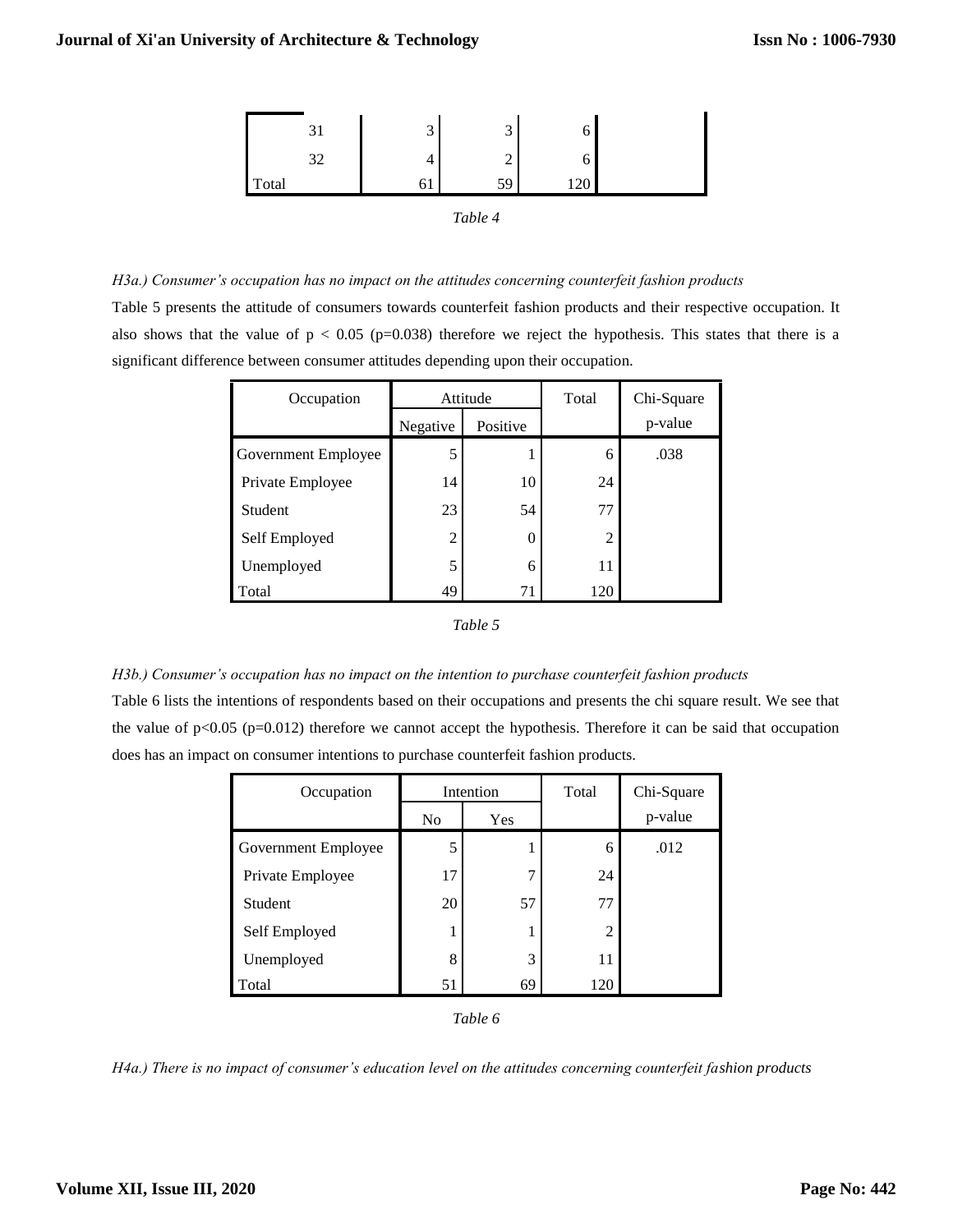|  |  |  |  |  |
|---|---|---|---|---|
| 31 | 3 | 3 | 6 |  |
| 32 | 4 | 2 | 6 |  |
| Total | 61 | 59 | 120 |  |

*Table 4*

*H3a.) Consumer's occupation has no impact on the attitudes concerning counterfeit fashion products*

Table 5 presents the attitude of consumers towards counterfeit fashion products and their respective occupation. It also shows that the value of $p < 0.05$ ($p=0.038$) therefore we reject the hypothesis. This states that there is a significant difference between consumer attitudes depending upon their occupation.

| Occupation | Attitude |  | Total | Chi-Square |
|---|---|---|---|---|
|  | Negative | Positive |  | p-value |
| Government Employee | 5 | 1 | 6 | .038 |
| Private Employee | 14 | 10 | 24 |  |
| Student | 23 | 54 | 77 |  |
| Self Employed | 2 | 0 | 2 |  |
| Unemployed | 5 | 6 | 11 |  |
| Total | 49 | 71 | 120 |  |

*Table 5*

*H3b.) Consumer's occupation has no impact on the intention to purchase counterfeit fashion products*

Table 6 lists the intentions of respondents based on their occupations and presents the chi square result. We see that the value of $p<0.05$ ($p=0.012$) therefore we cannot accept the hypothesis. Therefore it can be said that occupation does has an impact on consumer intentions to purchase counterfeit fashion products.

| Occupation | Intention |  | Total | Chi-Square |
|---|---|---|---|---|
|  | No | Yes |  | p-value |
| Government Employee | 5 | 1 | 6 | .012 |
| Private Employee | 17 | 7 | 24 |  |
| Student | 20 | 57 | 77 |  |
| Self Employed | 1 | 1 | 2 |  |
| Unemployed | 8 | 3 | 11 |  |
| Total | 51 | 69 | 120 |  |

*Table 6*

*H4a.) There is no impact of consumer's education level on the attitudes concerning counterfeit fashion products*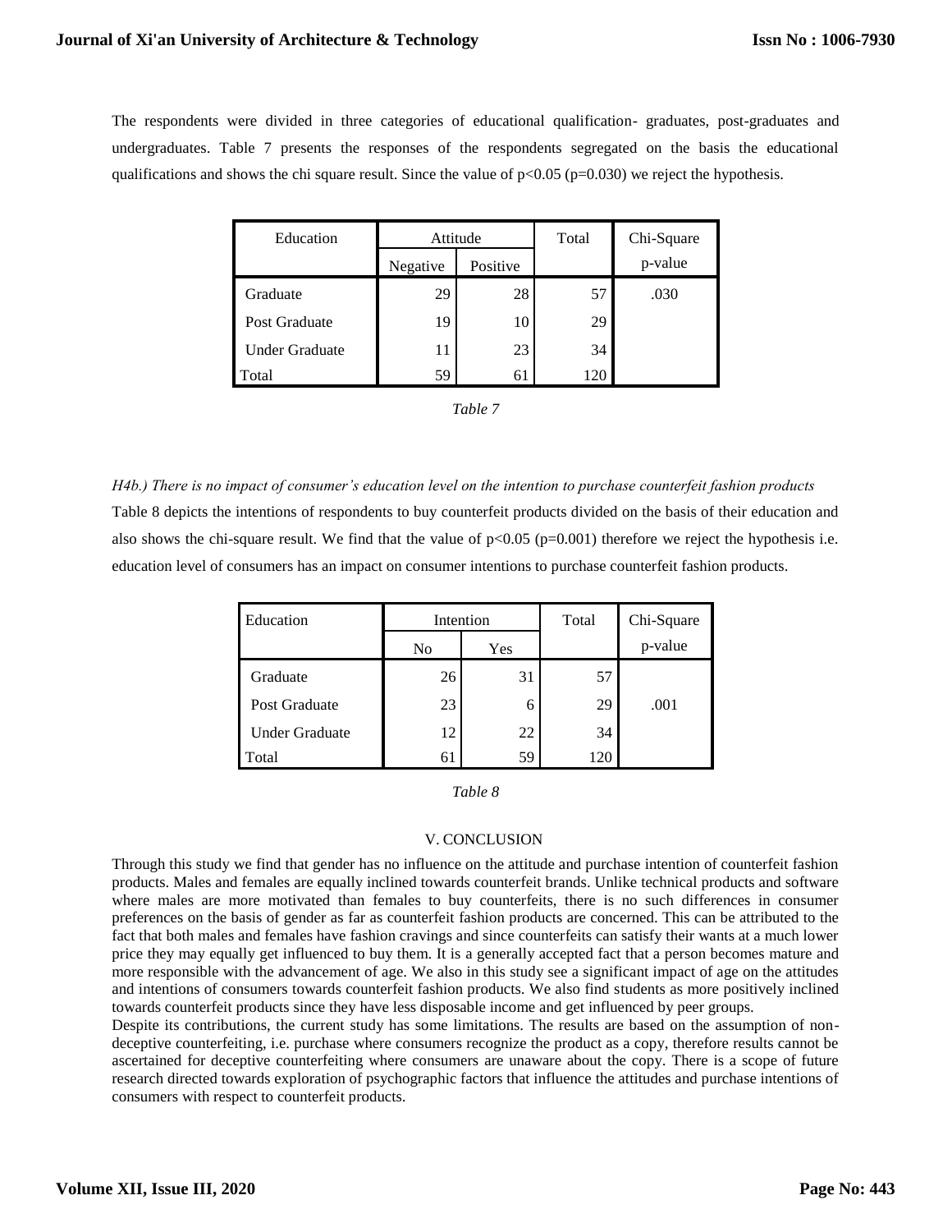The respondents were divided in three categories of educational qualification- graduates, post-graduates and undergraduates. Table 7 presents the responses of the respondents segregated on the basis the educational qualifications and shows the chi square result. Since the value of $p<0.05$ ($p=0.030$) we reject the hypothesis.

| Education | Attitude | | Total | Chi-Square |
|---|---|---|---|---|
| | Negative | Positive | | p-value |
| Graduate | 29 | 28 | 57 | .030 |
| Post Graduate | 19 | 10 | 29 | |
| Under Graduate | 11 | 23 | 34 | |
| Total | 59 | 61 | 120 | |

*Table 7*

*H4b.) There is no impact of consumer's education level on the intention to purchase counterfeit fashion products*

Table 8 depicts the intentions of respondents to buy counterfeit products divided on the basis of their education and also shows the chi-square result. We find that the value of $p<0.05$ ($p=0.001$) therefore we reject the hypothesis i.e. education level of consumers has an impact on consumer intentions to purchase counterfeit fashion products.

| Education | Intention | | Total | Chi-Square |
|---|---|---|---|---|
| | No | Yes | | p-value |
| Graduate | 26 | 31 | 57 | |
| Post Graduate | 23 | 6 | 29 | .001 |
| Under Graduate | 12 | 22 | 34 | |
| Total | 61 | 59 | 120 | |

*Table 8*

## V. CONCLUSION

Through this study we find that gender has no influence on the attitude and purchase intention of counterfeit fashion products. Males and females are equally inclined towards counterfeit brands. Unlike technical products and software where males are more motivated than females to buy counterfeits, there is no such differences in consumer preferences on the basis of gender as far as counterfeit fashion products are concerned. This can be attributed to the fact that both males and females have fashion cravings and since counterfeits can satisfy their wants at a much lower price they may equally get influenced to buy them. It is a generally accepted fact that a person becomes mature and more responsible with the advancement of age. We also in this study see a significant impact of age on the attitudes and intentions of consumers towards counterfeit fashion products. We also find students as more positively inclined towards counterfeit products since they have less disposable income and get influenced by peer groups.

Despite its contributions, the current study has some limitations. The results are based on the assumption of non-deceptive counterfeiting, i.e. purchase where consumers recognize the product as a copy, therefore results cannot be ascertained for deceptive counterfeiting where consumers are unaware about the copy. There is a scope of future research directed towards exploration of psychographic factors that influence the attitudes and purchase intentions of consumers with respect to counterfeit products.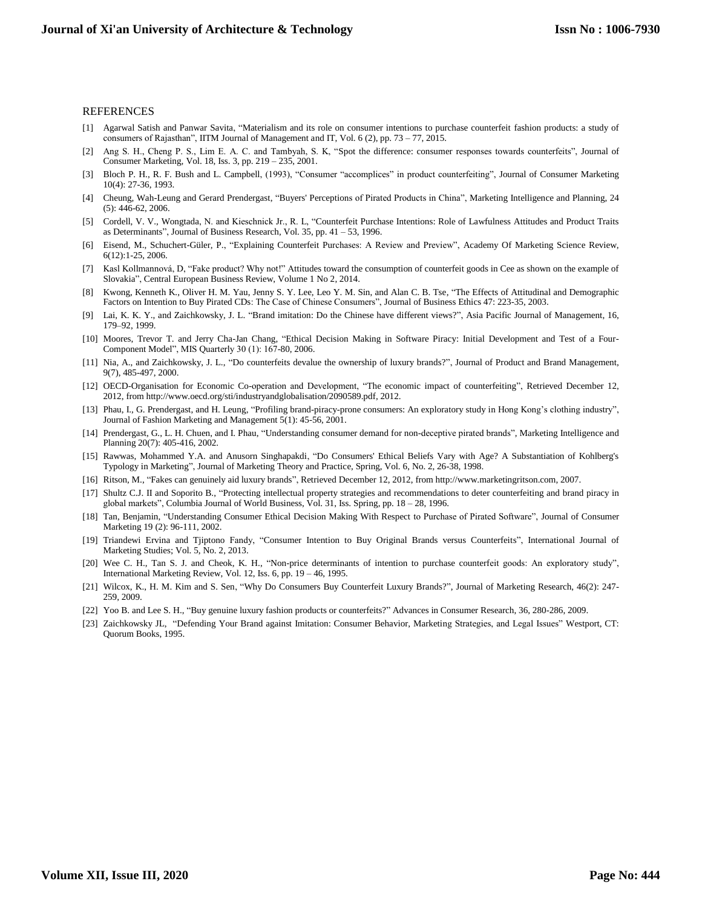## REFERENCES

[1] Agarwal Satish and Panwar Savita, "Materialism and its role on consumer intentions to purchase counterfeit fashion products: a study of consumers of Rajasthan", IITM Journal of Management and IT, Vol. 6 (2), pp. 73 – 77, 2015.

[2] Ang S. H., Cheng P. S., Lim E. A. C. and Tambyah, S. K, "Spot the difference: consumer responses towards counterfeits", Journal of Consumer Marketing, Vol. 18, Iss. 3, pp. 219 – 235, 2001.

[3] Bloch P. H., R. F. Bush and L. Campbell, (1993), "Consumer "accomplices" in product counterfeiting", Journal of Consumer Marketing 10(4): 27-36, 1993.

[4] Cheung, Wah-Leung and Gerard Prendergast, "Buyers' Perceptions of Pirated Products in China", Marketing Intelligence and Planning, 24 (5): 446-62, 2006.

[5] Cordell, V. V., Wongtada, N. and Kieschnick Jr., R. L, "Counterfeit Purchase Intentions: Role of Lawfulness Attitudes and Product Traits as Determinants", Journal of Business Research, Vol. 35, pp. 41 – 53, 1996.

[6] Eisend, M., Schuchert-Güler, P., "Explaining Counterfeit Purchases: A Review and Preview", Academy Of Marketing Science Review, 6(12):1-25, 2006.

[7] Kasl Kollmannová, D, "Fake product? Why not!" Attitudes toward the consumption of counterfeit goods in Cee as shown on the example of Slovakia", Central European Business Review, Volume 1 No 2, 2014.

[8] Kwong, Kenneth K., Oliver H. M. Yau, Jenny S. Y. Lee, Leo Y. M. Sin, and Alan C. B. Tse, "The Effects of Attitudinal and Demographic Factors on Intention to Buy Pirated CDs: The Case of Chinese Consumers", Journal of Business Ethics 47: 223-35, 2003.

[9] Lai, K. K. Y., and Zaichkowsky, J. L. "Brand imitation: Do the Chinese have different views?", Asia Pacific Journal of Management, 16, 179–92, 1999.

[10] Moores, Trevor T. and Jerry Cha-Jan Chang, "Ethical Decision Making in Software Piracy: Initial Development and Test of a Four-Component Model", MIS Quarterly 30 (1): 167-80, 2006.

[11] Nia, A., and Zaichkowsky, J. L., "Do counterfeits devalue the ownership of luxury brands?", Journal of Product and Brand Management, 9(7), 485-497, 2000.

[12] OECD-Organisation for Economic Co-operation and Development, "The economic impact of counterfeiting", Retrieved December 12, 2012, from http://www.oecd.org/sti/industryandglobalisation/2090589.pdf, 2012.

[13] Phau, I., G. Prendergast, and H. Leung, "Profiling brand-piracy-prone consumers: An exploratory study in Hong Kong's clothing industry", Journal of Fashion Marketing and Management 5(1): 45-56, 2001.

[14] Prendergast, G., L. H. Chuen, and I. Phau, "Understanding consumer demand for non-deceptive pirated brands", Marketing Intelligence and Planning 20(7): 405-416, 2002.

[15] Rawwas, Mohammed Y.A. and Anusorn Singhapakdi, "Do Consumers' Ethical Beliefs Vary with Age? A Substantiation of Kohlberg's Typology in Marketing", Journal of Marketing Theory and Practice, Spring, Vol. 6, No. 2, 26-38, 1998.

[16] Ritson, M., "Fakes can genuinely aid luxury brands", Retrieved December 12, 2012, from http://www.marketingritson.com, 2007.

[17] Shultz C.J. II and Soporito B., "Protecting intellectual property strategies and recommendations to deter counterfeiting and brand piracy in global markets", Columbia Journal of World Business, Vol. 31, Iss. Spring, pp. 18 – 28, 1996.

[18] Tan, Benjamin, "Understanding Consumer Ethical Decision Making With Respect to Purchase of Pirated Software", Journal of Consumer Marketing 19 (2): 96-111, 2002.

[19] Triandewi Ervina and Tjiptono Fandy, "Consumer Intention to Buy Original Brands versus Counterfeits", International Journal of Marketing Studies; Vol. 5, No. 2, 2013.

[20] Wee C. H., Tan S. J. and Cheok, K. H., "Non-price determinants of intention to purchase counterfeit goods: An exploratory study", International Marketing Review, Vol. 12, Iss. 6, pp. 19 – 46, 1995.

[21] Wilcox, K., H. M. Kim and S. Sen, "Why Do Consumers Buy Counterfeit Luxury Brands?", Journal of Marketing Research, 46(2): 247-259, 2009.

[22] Yoo B. and Lee S. H., "Buy genuine luxury fashion products or counterfeits?" Advances in Consumer Research, 36, 280-286, 2009.

[23] Zaichkowsky JL, "Defending Your Brand against Imitation: Consumer Behavior, Marketing Strategies, and Legal Issues" Westport, CT: Quorum Books, 1995.